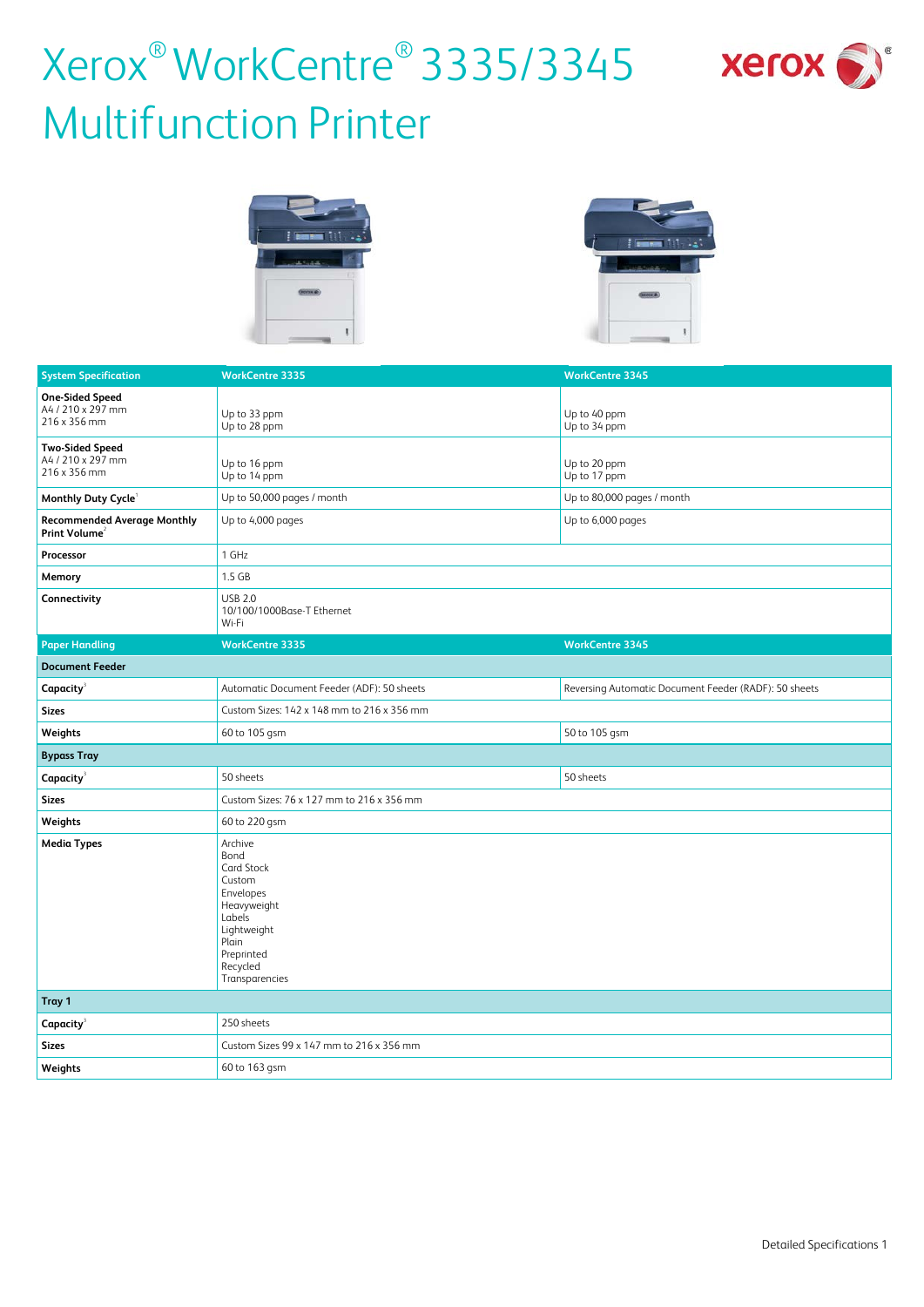# Xerox® WorkCentre® 3335/3345 Multifunction Printer

| System Specification | WorkCentre 3335 | WorkCentre 3345 |
|---|---|---|
| **One-Sided Speed** A4 / 210 x 297 mm 216 x 356 mm | Up to 33 ppm Up to 28 ppm | Up to 40 ppm Up to 34 ppm |
| **Two-Sided Speed** A4 / 210 x 297 mm 216 x 356 mm | Up to 16 ppm Up to 14 ppm | Up to 20 ppm Up to 17 ppm |
| **Monthly Duty Cycle**[1] | Up to 50,000 pages / month | Up to 80,000 pages / month |
| **Recommended Average Monthly Print Volume**[2] | Up to 4,000 pages | Up to 6,000 pages |
| **Processor** | 1 GHz | |
| **Memory** | 1.5 GB | |
| **Connectivity** | USB 2.0<br>10/100/1000Base-T Ethernet<br>Wi-Fi | |
| **Paper Handling** | **WorkCentre 3335** | **WorkCentre 3345** |
| **Document Feeder** | | |
| **Capacity**[3] | Automatic Document Feeder (ADF): 50 sheets | Reversing Automatic Document Feeder (RADF): 50 sheets |
| **Sizes** | Custom Sizes: 142 x 148 mm to 216 x 356 mm | |
| **Weights** | 60 to 105 gsm | 50 to 105 gsm |
| **Bypass Tray** | | |
| **Capacity**[3] | 50 sheets | 50 sheets |
| **Sizes** | Custom Sizes: 76 x 127 mm to 216 x 356 mm | |
| **Weights** | 60 to 220 gsm | |
| **Media Types** | Archive<br>Bond<br>Card Stock<br>Custom<br>Envelopes<br>Heavyweight<br>Labels<br>Lightweight<br>Plain<br>Preprinted<br>Recycled<br>Transparencies | |
| **Tray 1** | | |
| **Capacity**[3] | 250 sheets | |
| **Sizes** | Custom Sizes 99 x 147 mm to 216 x 356 mm | |
| **Weights** | 60 to 163 gsm | |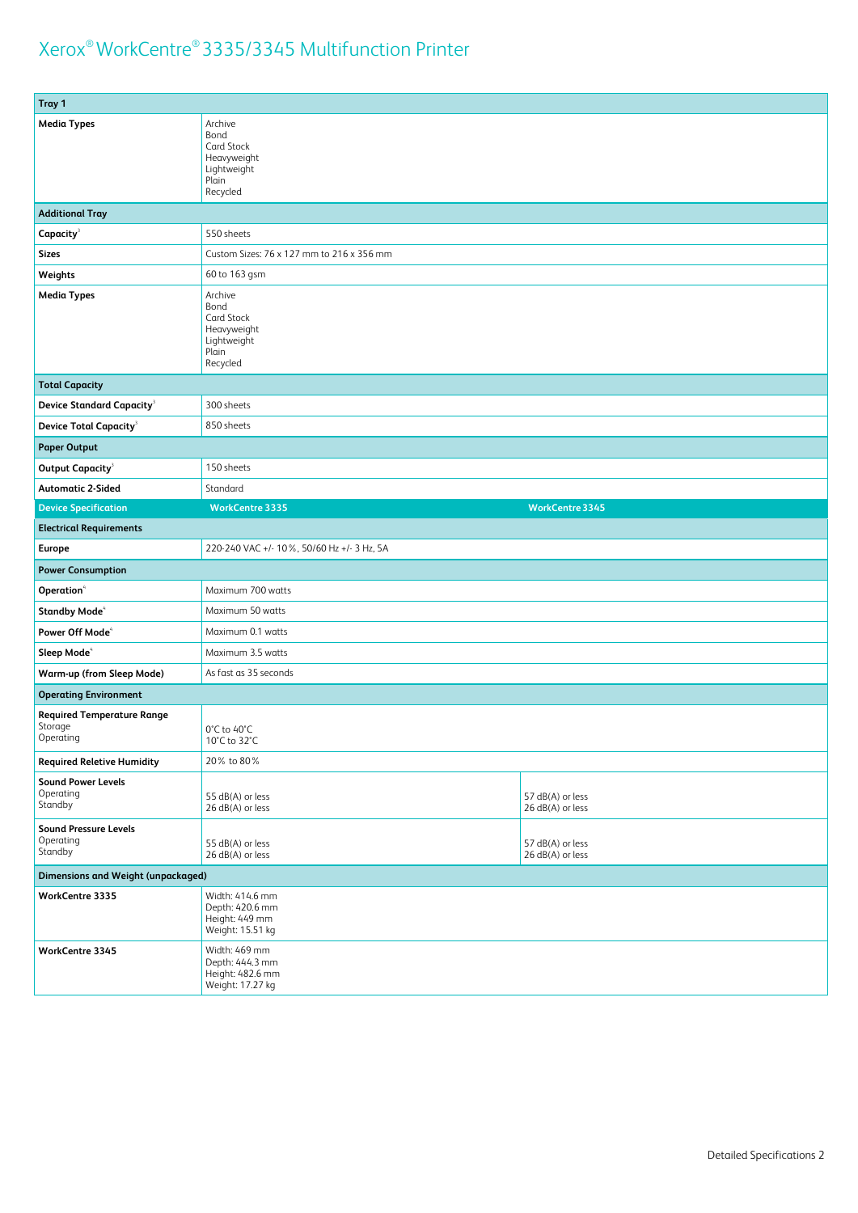# Xerox® WorkCentre® 3335/3345 Multifunction Printer

| Tray 1 | | |
|---|---|---|
| **Media Types** | Archive<br>Bond<br>Card Stock<br>Heavyweight<br>Lightweight<br>Plain<br>Recycled | |
| **Additional Tray** | | |
| **Capacity**[3] | 550 sheets | |
| **Sizes** | Custom Sizes: 76 x 127 mm to 216 x 356 mm | |
| **Weights** | 60 to 163 gsm | |
| **Media Types** | Archive<br>Bond<br>Card Stock<br>Heavyweight<br>Lightweight<br>Plain<br>Recycled | |
| **Total Capacity** | | |
| **Device Standard Capacity**[3] | 300 sheets | |
| **Device Total Capacity**[3] | 850 sheets | |
| **Paper Output** | | |
| **Output Capacity**[3] | 150 sheets | |
| **Automatic 2-Sided** | Standard | |
| **Device Specification** | **WorkCentre 3335** | **WorkCentre 3345** |
| **Electrical Requirements** | | |
| **Europe** | 220-240 VAC +/- 10%, 50/60 Hz +/- 3 Hz, 5A | |
| **Power Consumption** | | |
| **Operation**[4] | Maximum 700 watts | |
| **Standby Mode**[4] | Maximum 50 watts | |
| **Power Off Mode**[4] | Maximum 0.1 watts | |
| **Sleep Mode**[4] | Maximum 3.5 watts | |
| **Warm-up (from Sleep Mode)** | As fast as 35 seconds | |
| **Operating Environment** | | |
| **Required Temperature Range**<br>Storage<br>Operating | 0°C to 40°C<br>10°C to 32°C | |
| **Required Reletive Humidity** | 20% to 80% | |
| **Sound Power Levels**<br>Operating<br>Standby | 55 dB(A) or less<br>26 dB(A) or less | 57 dB(A) or less<br>26 dB(A) or less |
| **Sound Pressure Levels**<br>Operating<br>Standby | 55 dB(A) or less<br>26 dB(A) or less | 57 dB(A) or less<br>26 dB(A) or less |
| **Dimensions and Weight (unpackaged)** | | |
| **WorkCentre 3335** | Width: 414.6 mm<br>Depth: 420.6 mm<br>Height: 449 mm<br>Weight: 15.51 kg | |
| **WorkCentre 3345** | Width: 469 mm<br>Depth: 444.3 mm<br>Height: 482.6 mm<br>Weight: 17.27 kg | |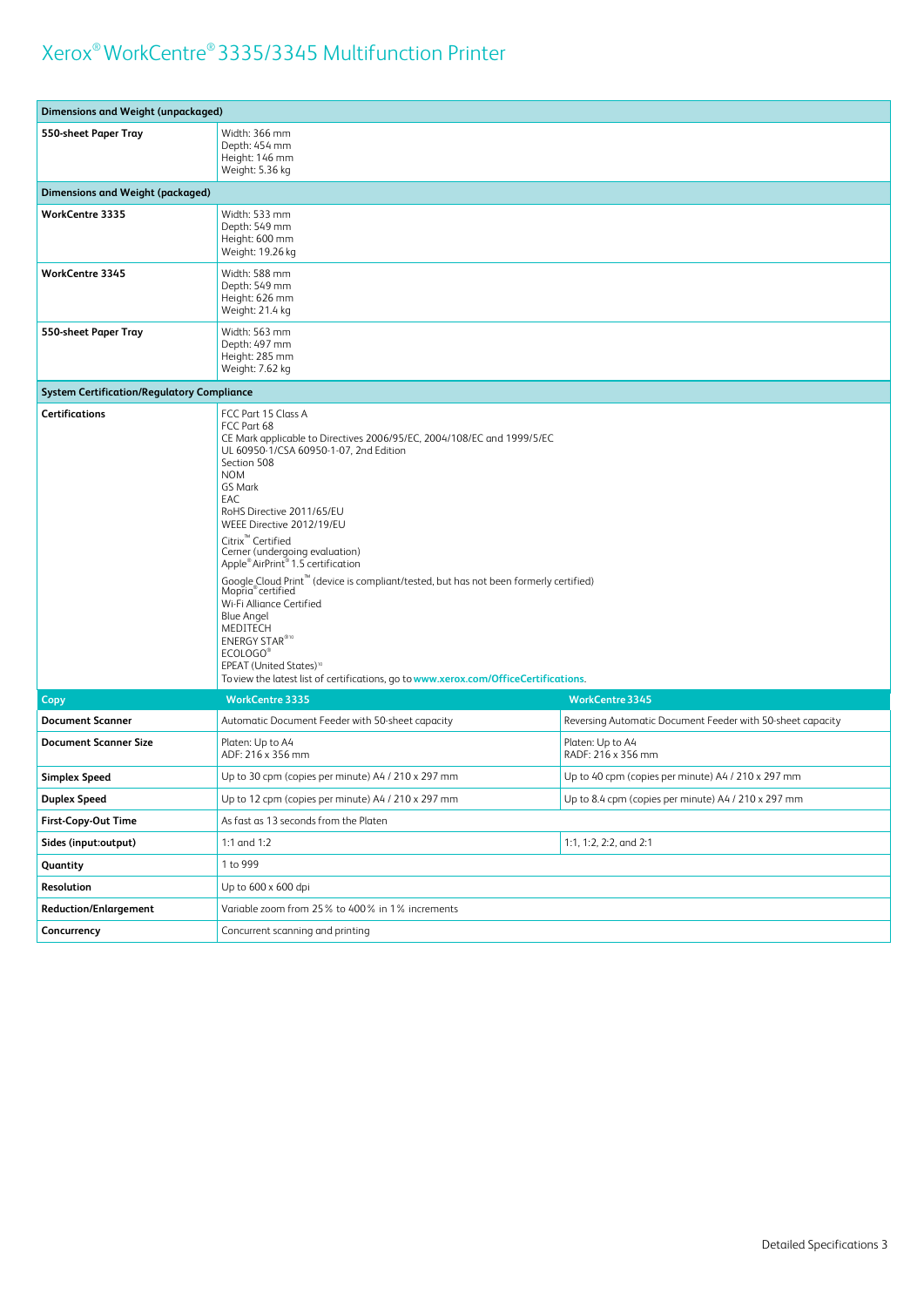# Xerox® WorkCentre® 3335/3345 Multifunction Printer

| Dimensions and Weight (unpackaged) | |
|---|---|
| **550-sheet Paper Tray** | Width: 366 mm<br>Depth: 454 mm<br>Height: 146 mm<br>Weight: 5.36 kg |

| Dimensions and Weight (packaged) | |
|---|---|
| **WorkCentre 3335** | Width: 533 mm<br>Depth: 549 mm<br>Height: 600 mm<br>Weight: 19.26 kg |
| **WorkCentre 3345** | Width: 588 mm<br>Depth: 549 mm<br>Height: 626 mm<br>Weight: 21.4 kg |
| **550-sheet Paper Tray** | Width: 563 mm<br>Depth: 497 mm<br>Height: 285 mm<br>Weight: 7.62 kg |

| System Certification/Regulatory Compliance | |
|---|---|
| **Certifications** | FCC Part 15 Class A<br>FCC Part 68<br>CE Mark applicable to Directives 2006/95/EC, 2004/108/EC and 1999/5/EC<br>UL 60950-1/CSA 60950-1-07, 2nd Edition<br>Section 508<br>NOM<br>GS Mark<br>EAC<br>RoHS Directive 2011/65/EU<br>WEEE Directive 2012/19/EU<br>Citrix™ Certified<br>Cerner (undergoing evaluation)<br>Apple® AirPrint® 1.5 certification<br>Google Cloud Print™ (device is compliant/tested, but has not been formerly certified)<br>Mopria® certified<br>Wi-Fi Alliance Certified<br>Blue Angel<br>MEDITECH<br>ENERGY STAR®[10]<br>ECOLOGO®<br>EPEAT (United States)[10]<br>To view the latest list of certifications, go to www.xerox.com/OfficeCertifications. |

| Copy | WorkCentre 3335 | WorkCentre 3345 |
|---|---|---|
| **Document Scanner** | Automatic Document Feeder with 50-sheet capacity | Reversing Automatic Document Feeder with 50-sheet capacity |
| **Document Scanner Size** | Platen: Up to A4<br>ADF: 216 x 356 mm | Platen: Up to A4<br>RADF: 216 x 356 mm |
| **Simplex Speed** | Up to 30 cpm (copies per minute) A4 / 210 x 297 mm | Up to 40 cpm (copies per minute) A4 / 210 x 297 mm |
| **Duplex Speed** | Up to 12 cpm (copies per minute) A4 / 210 x 297 mm | Up to 8.4 cpm (copies per minute) A4 / 210 x 297 mm |
| **First-Copy-Out Time** | As fast as 13 seconds from the Platen | |
| **Sides (input:output)** | 1:1 and 1:2 | 1:1, 1:2, 2:2, and 2:1 |
| **Quantity** | 1 to 999 | |
| **Resolution** | Up to 600 x 600 dpi | |
| **Reduction/Enlargement** | Variable zoom from 25% to 400% in 1% increments | |
| **Concurrency** | Concurrent scanning and printing | |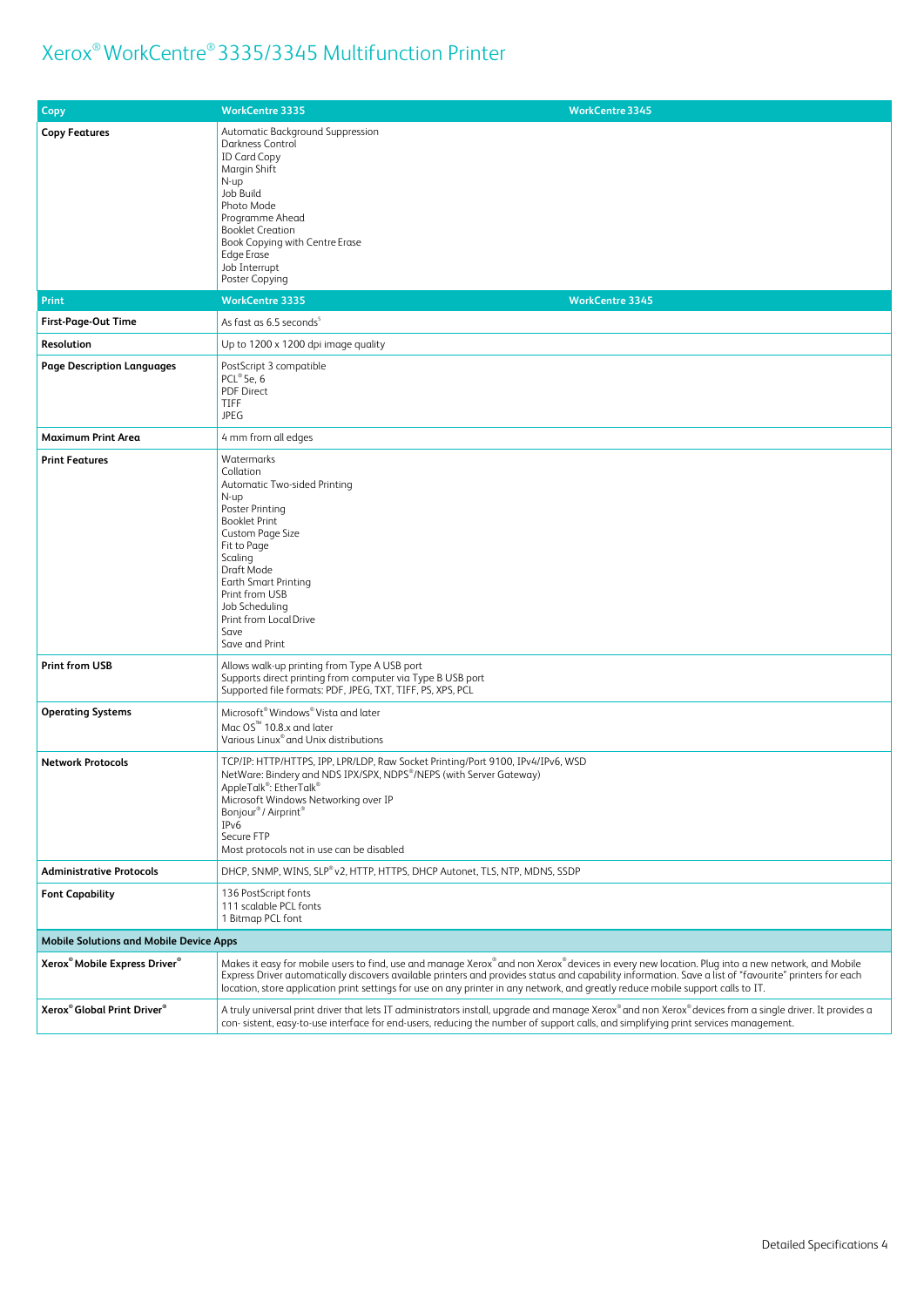# Xerox® WorkCentre® 3335/3345 Multifunction Printer

| Copy | WorkCentre 3335 | WorkCentre 3345 |
|---|---|---|
| **Copy Features** | Automatic Background Suppression<br>Darkness Control<br>ID Card Copy<br>Margin Shift<br>N-up<br>Job Build<br>Photo Mode<br>Programme Ahead<br>Booklet Creation<br>Book Copying with Centre Erase<br>Edge Erase<br>Job Interrupt<br>Poster Copying | |
| **Print** | **WorkCentre 3335** | **WorkCentre 3345** |
| **First-Page-Out Time** | As fast as 6.5 seconds[5] | |
| **Resolution** | Up to 1200 x 1200 dpi image quality | |
| **Page Description Languages** | PostScript 3 compatible<br>PCL® 5e, 6<br>PDF Direct<br>TIFF<br>JPEG | |
| **Maximum Print Area** | 4 mm from all edges | |
| **Print Features** | Watermarks<br>Collation<br>Automatic Two-sided Printing<br>N-up<br>Poster Printing<br>Booklet Print<br>Custom Page Size<br>Fit to Page<br>Scaling<br>Draft Mode<br>Earth Smart Printing<br>Print from USB<br>Job Scheduling<br>Print from Local Drive<br>Save<br>Save and Print | |
| **Print from USB** | Allows walk-up printing from Type A USB port<br>Supports direct printing from computer via Type B USB port<br>Supported file formats: PDF, JPEG, TXT, TIFF, PS, XPS, PCL | |
| **Operating Systems** | Microsoft® Windows® Vista and later<br>Mac OS™ 10.8.x and later<br>Various Linux® and Unix distributions | |
| **Network Protocols** | TCP/IP: HTTP/HTTPS, IPP, LPR/LDP, Raw Socket Printing/Port 9100, IPv4/IPv6, WSD<br>NetWare: Bindery and NDS IPX/SPX, NDPS®/NEPS (with Server Gateway)<br>AppleTalk®: EtherTalk®<br>Microsoft Windows Networking over IP<br>Bonjour® / Airprint®<br>IPv6<br>Secure FTP<br>Most protocols not in use can be disabled | |
| **Administrative Protocols** | DHCP, SNMP, WINS, SLP® v2, HTTP, HTTPS, DHCP Autonet, TLS, NTP, MDNS, SSDP | |
| **Font Capability** | 136 PostScript fonts<br>111 scalable PCL fonts<br>1 Bitmap PCL font | |
| **Mobile Solutions and Mobile Device Apps** | | |
| **Xerox® Mobile Express Driver®** | Makes it easy for mobile users to find, use and manage Xerox® and non Xerox® devices in every new location. Plug into a new network, and Mobile Express Driver automatically discovers available printers and provides status and capability information. Save a list of "favourite" printers for each location, store application print settings for use on any printer in any network, and greatly reduce mobile support calls to IT. | |
| **Xerox® Global Print Driver®** | A truly universal print driver that lets IT administrators install, upgrade and manage Xerox® and non Xerox® devices from a single driver. It provides a con- sistent, easy-to-use interface for end-users, reducing the number of support calls, and simplifying print services management. | |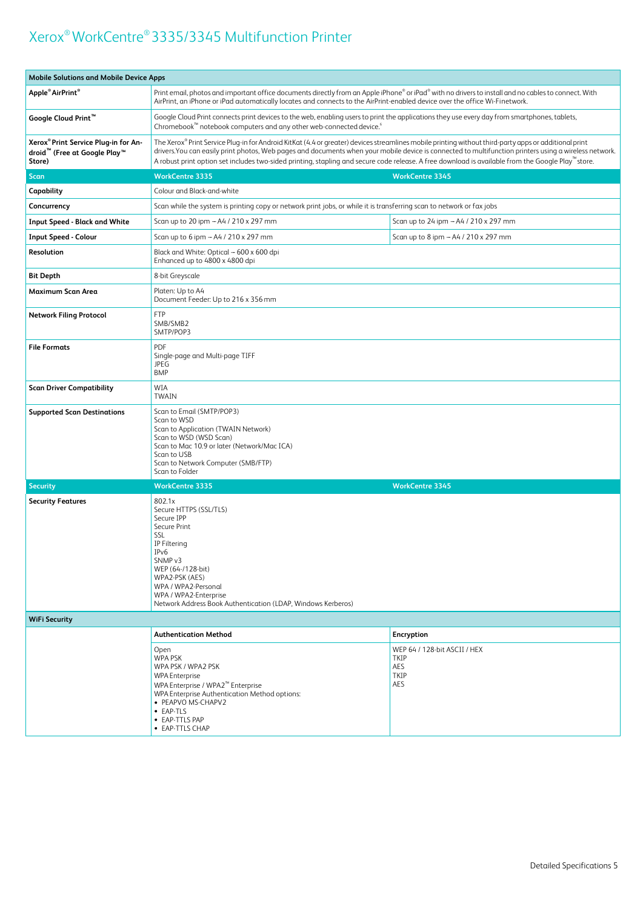# Xerox® WorkCentre® 3335/3345 Multifunction Printer

| Mobile Solutions and Mobile Device Apps | | |
|---|---|---|
| **Apple® AirPrint®** | Print email, photos and important office documents directly from an Apple iPhone® or iPad® with no drivers to install and no cables to connect. With AirPrint, an iPhone or iPad automatically locates and connects to the AirPrint-enabled device over the office Wi-Fi network. | |
| **Google Cloud Print™** | Google Cloud Print connects print devices to the web, enabling users to print the applications they use every day from smartphones, tablets, Chromebook™ notebook computers and any other web-connected device.[6] | |
| **Xerox® Print Service Plug-in for Android™ (Free at Google Play™ Store)** | The Xerox® Print Service Plug-in for Android KitKat (4.4 or greater) devices streamlines mobile printing without third-party apps or additional print drivers. You can easily print photos, Web pages and documents when your mobile device is connected to multifunction printers using a wireless network. A robust print option set includes two-sided printing, stapling and secure code release. A free download is available from the Google Play™ store. | |

| Scan | WorkCentre 3335 | WorkCentre 3345 |
|---|---|---|
| **Capability** | Colour and Black-and-white | |
| **Concurrency** | Scan while the system is printing copy or network print jobs, or while it is transferring scan to network or fax jobs | |
| **Input Speed - Black and White** | Scan up to 20 ipm – A4 / 210 x 297 mm | Scan up to 24 ipm – A4 / 210 x 297 mm |
| **Input Speed - Colour** | Scan up to 6 ipm – A4 / 210 x 297 mm | Scan up to 8 ipm – A4 / 210 x 297 mm |
| **Resolution** | Black and White: Optical – 600 x 600 dpi<br>Enhanced up to 4800 x 4800 dpi | |
| **Bit Depth** | 8-bit Greyscale | |
| **Maximum Scan Area** | Platen: Up to A4<br>Document Feeder: Up to 216 x 356 mm | |
| **Network Filing Protocol** | FTP<br>SMB/SMB2<br>SMTP/POP3 | |
| **File Formats** | PDF<br>Single-page and Multi-page TIFF<br>JPEG<br>BMP | |
| **Scan Driver Compatibility** | WIA<br>TWAIN | |
| **Supported Scan Destinations** | Scan to Email (SMTP/POP3)<br>Scan to WSD<br>Scan to Application (TWAIN Network)<br>Scan to WSD (WSD Scan)<br>Scan to Mac 10.9 or later (Network/Mac ICA)<br>Scan to USB<br>Scan to Network Computer (SMB/FTP)<br>Scan to Folder | |

| Security | WorkCentre 3335 | WorkCentre 3345 |
|---|---|---|
| **Security Features** | 802.1x<br>Secure HTTPS (SSL/TLS)<br>Secure IPP<br>Secure Print<br>SSL<br>IP Filtering<br>IPv6<br>SNMP v3<br>WEP (64-/128-bit)<br>WPA2-PSK (AES)<br>WPA / WPA2-Personal<br>WPA / WPA2-Enterprise<br>Network Address Book Authentication (LDAP, Windows Kerberos) | |

| WiFi Security | | |
|---|---|---|
| | **Authentication Method** | **Encryption** |
| | Open<br>WPA PSK<br>WPA PSK / WPA2 PSK<br>WPA Enterprise<br>WPA Enterprise / WPA2™ Enterprise<br>WPA Enterprise Authentication Method options:<br>• PEAPVO MS-CHAPV2<br>• EAP-TLS<br>• EAP-TTLS PAP<br>• EAP-TTLS CHAP | WEP 64 / 128-bit ASCII / HEX<br>TKIP<br>AES<br>TKIP<br>AES |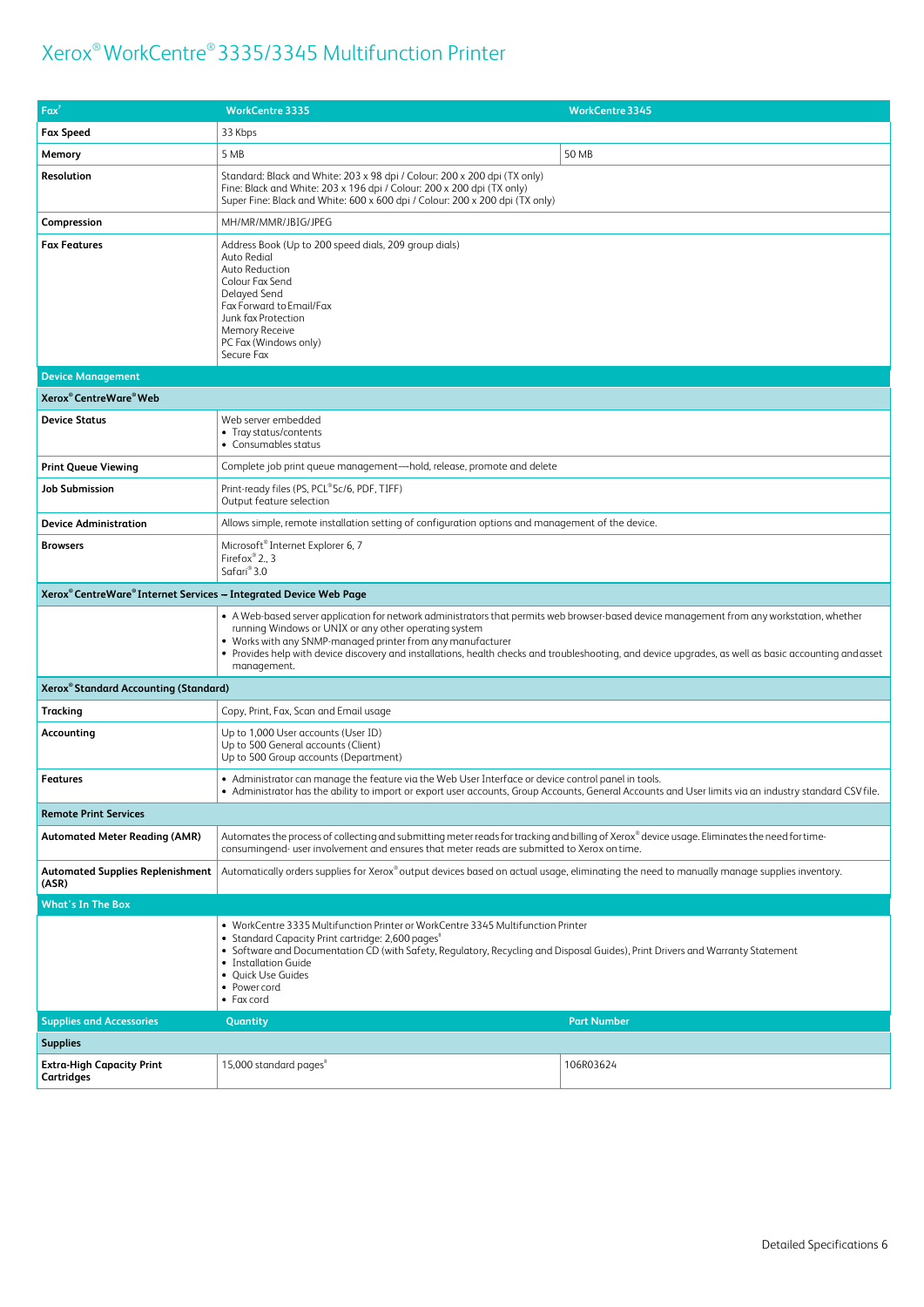# Xerox® WorkCentre® 3335/3345 Multifunction Printer

| Fax[7] | WorkCentre 3335 | WorkCentre 3345 |
|---|---|---|
| **Fax Speed** | 33 Kbps | |
| **Memory** | 5 MB | 50 MB |
| **Resolution** | Standard: Black and White: 203 x 98 dpi / Colour: 200 x 200 dpi (TX only)<br>Fine: Black and White: 203 x 196 dpi / Colour: 200 x 200 dpi (TX only)<br>Super Fine: Black and White: 600 x 600 dpi / Colour: 200 x 200 dpi (TX only) | |
| **Compression** | MH/MR/MMR/JBIG/JPEG | |
| **Fax Features** | Address Book (Up to 200 speed dials, 209 group dials)<br>Auto Redial<br>Auto Reduction<br>Colour Fax Send<br>Delayed Send<br>Fax Forward to Email/Fax<br>Junk fax Protection<br>Memory Receive<br>PC Fax (Windows only)<br>Secure Fax | |
| **Device Management** | | |
| **Xerox® CentreWare® Web** | | |
| **Device Status** | Web server embedded<br>• Tray status/contents<br>• Consumables status | |
| **Print Queue Viewing** | Complete job print queue management—hold, release, promote and delete | |
| **Job Submission** | Print-ready files (PS, PCL® 5c/6, PDF, TIFF)<br>Output feature selection | |
| **Device Administration** | Allows simple, remote installation setting of configuration options and management of the device. | |
| **Browsers** | Microsoft® Internet Explorer 6, 7<br>Firefox® 2., 3<br>Safari® 3.0 | |
| **Xerox® CentreWare® Internet Services – Integrated Device Web Page** | | |
| | • A Web-based server application for network administrators that permits web browser-based device management from any workstation, whether running Windows or UNIX or any other operating system<br>• Works with any SNMP-managed printer from any manufacturer<br>• Provides help with device discovery and installations, health checks and troubleshooting, and device upgrades, as well as basic accounting and asset management. | |
| **Xerox® Standard Accounting (Standard)** | | |
| **Tracking** | Copy, Print, Fax, Scan and Email usage | |
| **Accounting** | Up to 1,000 User accounts (User ID)<br>Up to 500 General accounts (Client)<br>Up to 500 Group accounts (Department) | |
| **Features** | • Administrator can manage the feature via the Web User Interface or device control panel in tools.<br>• Administrator has the ability to import or export user accounts, Group Accounts, General Accounts and User limits via an industry standard CSV file. | |
| **Remote Print Services** | | |
| **Automated Meter Reading (AMR)** | Automates the process of collecting and submitting meter reads for tracking and billing of Xerox® device usage. Eliminates the need for time-consumingend- user involvement and ensures that meter reads are submitted to Xerox on time. | |
| **Automated Supplies Replenishment (ASR)** | Automatically orders supplies for Xerox® output devices based on actual usage, eliminating the need to manually manage supplies inventory. | |
| **What's In The Box** | | |
| | • WorkCentre 3335 Multifunction Printer or WorkCentre 3345 Multifunction Printer<br>• Standard Capacity Print cartridge: 2,600 pages[8]<br>• Software and Documentation CD (with Safety, Regulatory, Recycling and Disposal Guides), Print Drivers and Warranty Statement<br>• Installation Guide<br>• Quick Use Guides<br>• Power cord<br>• Fax cord | |
| **Supplies and Accessories** | **Quantity** | **Part Number** |
| **Supplies** | | |
| **Extra-High Capacity Print Cartridges** | 15,000 standard pages[8] | 106R03624 |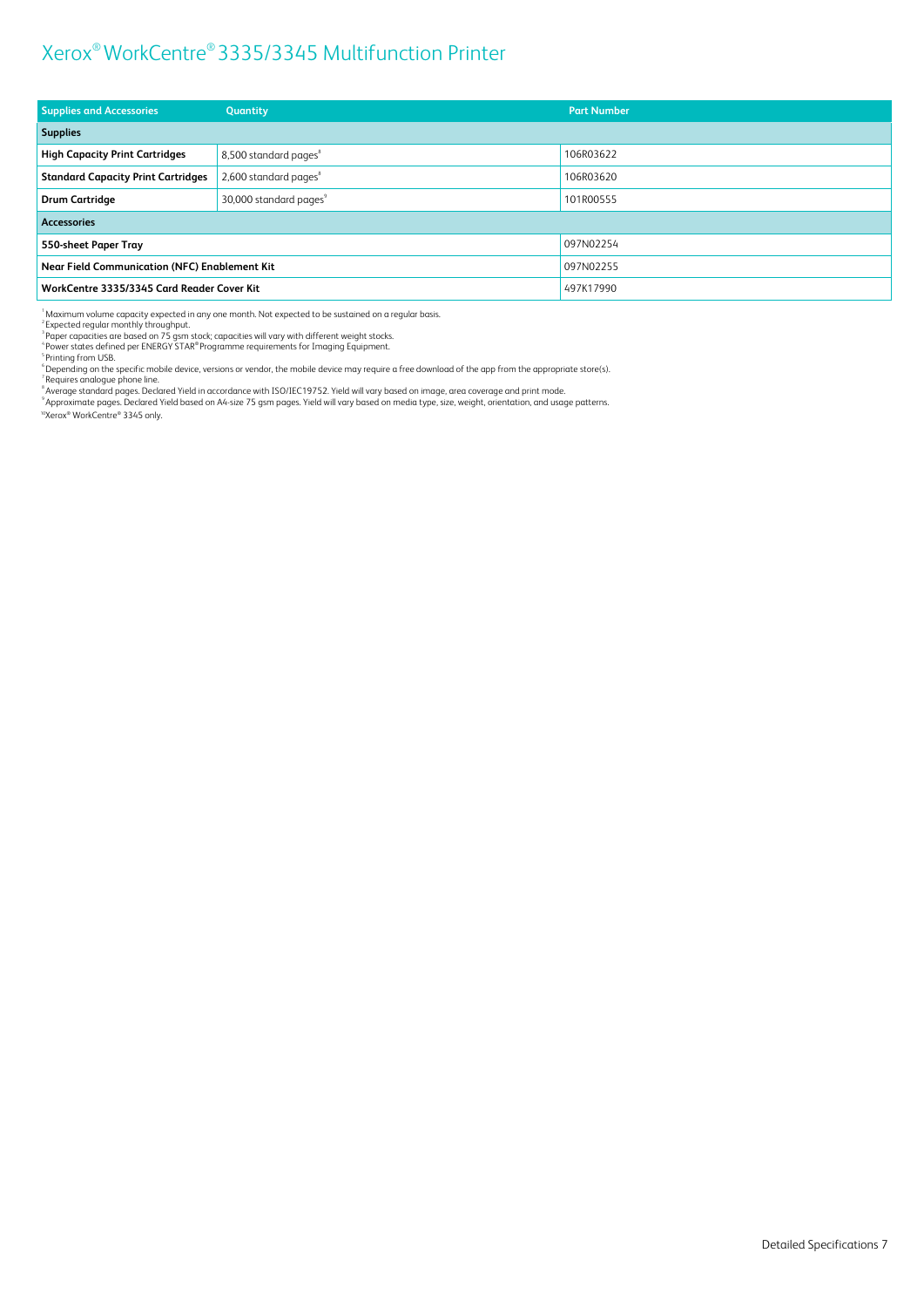# Xerox® WorkCentre® 3335/3345 Multifunction Printer

| Supplies and Accessories | Quantity | Part Number |
|---|---|---|
| **Supplies** | | |
| **High Capacity Print Cartridges** | 8,500 standard pages[8] | 106R03622 |
| **Standard Capacity Print Cartridges** | 2,600 standard pages[8] | 106R03620 |
| **Drum Cartridge** | 30,000 standard pages[9] | 101R00555 |
| **Accessories** | | |
| **550-sheet Paper Tray** | | 097N02254 |
| **Near Field Communication (NFC) Enablement Kit** | | 097N02255 |
| **WorkCentre 3335/3345 Card Reader Cover Kit** | | 497K17990 |

[1] Maximum volume capacity expected in any one month. Not expected to be sustained on a regular basis.
[2] Expected regular monthly throughput.
[3] Paper capacities are based on 75 gsm stock; capacities will vary with different weight stocks.
[4] Power states defined per ENERGY STAR® Programme requirements for Imaging Equipment.
[5] Printing from USB.
[6] Depending on the specific mobile device, versions or vendor, the mobile device may require a free download of the app from the appropriate store(s).
[7] Requires analogue phone line.
[8] Average standard pages. Declared Yield in accordance with ISO/IEC19752. Yield will vary based on image, area coverage and print mode.
[9] Approximate pages. Declared Yield based on A4-size 75 gsm pages. Yield will vary based on media type, size, weight, orientation, and usage patterns.
[10] Xerox® WorkCentre® 3345 only.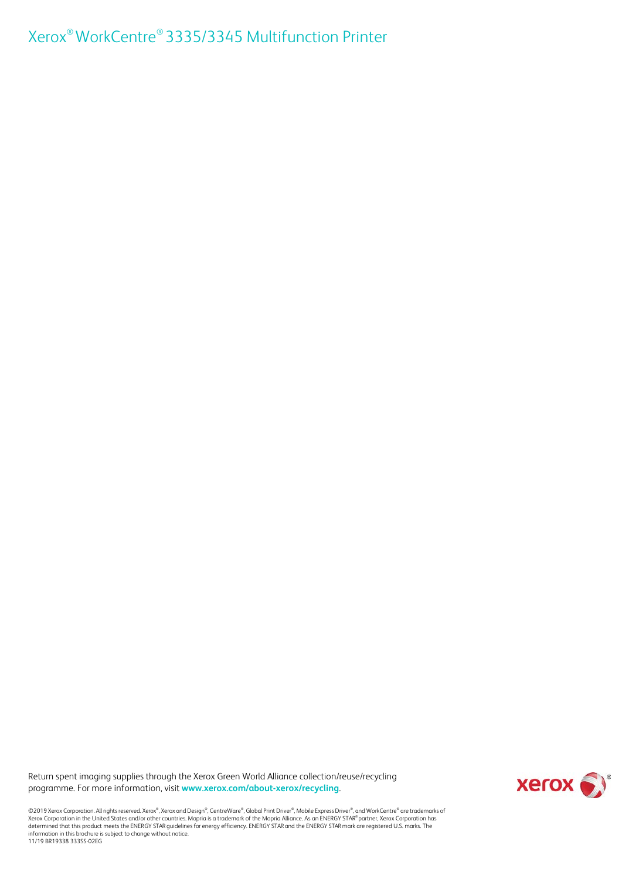Return spent imaging supplies through the Xerox Green World Alliance collection/reuse/recycling programme. For more information, visit **www.xerox.com/about-xerox/recycling**.

©2019 Xerox Corporation. All rights reserved. Xerox®, Xerox and Design®, CentreWare®, Global Print Driver®, Mobile Express Driver®, and WorkCentre® are trademarks of Xerox Corporation in the United States and/or other countries. Mopria is a trademark of the Mopria Alliance. As an ENERGY STAR® partner, Xerox Corporation has determined that this product meets the ENERGY STAR guidelines for energy efficiency. ENERGY STAR and the ENERGY STAR mark are registered U.S. marks. The information in this brochure is subject to change without notice.
11/19 BR19338 333SS-02EG